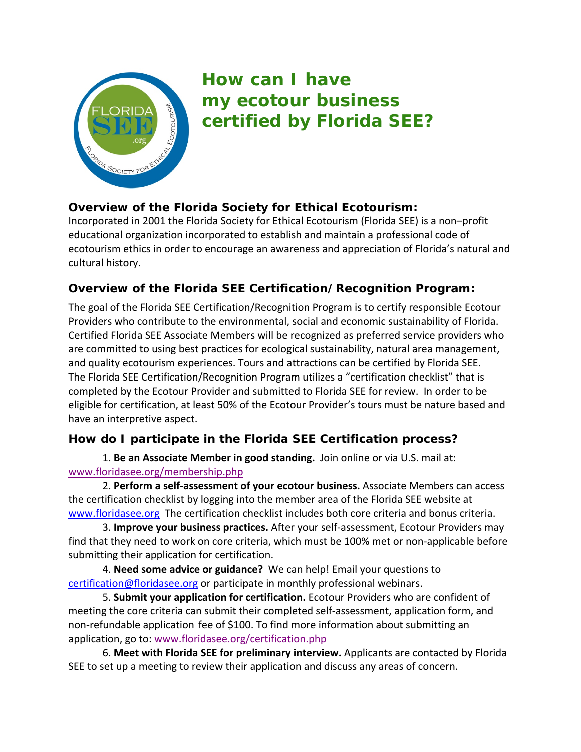# How can I have my ecotour business certified by Florida SEE?

### Overview of the Florida Society for Ethical Ecotourism:

Incorporated in 2001 the Florida Society for Ethical Ecotourism (Florida SEE) is a non–profit educational organization incorporated to establish and maintain a professional code of ecotourism ethics in order to encourage an awareness and appreciation of Florida's natural and cultural history.

### Overview of the Florida SEE Certification/ Recognition Program:

The goal of the Florida SEE Certification/Recognition Program is to certify responsible Ecotour Providers who contribute to the environmental, social and economic sustainability of Florida. Certified Florida SEE Associate Members will be recognized as preferred service providers who are committed to using best practices for ecological sustainability, natural area management, and quality ecotourism experiences. Tours and attractions can be certified by Florida SEE. The Florida SEE Certification/Recognition Program utilizes a "certification checklist" that is completed by the Ecotour Provider and submitted to Florida SEE for review. In order to be eligible for certification, at least 50% of the Ecotour Provider's tours must be nature based and have an interpretive aspect.

### How do I participate in the Florida SEE Certification process?

1. **Be an Associate Member in good standing.** Join online or via U.S. mail at: www.floridasee.org/membership.php

2. **Perform a self-assessment of your ecotour business.** Associate Members can access the certification checklist by logging into the member area of the Florida SEE website at www.floridasee.org The certification checklist includes both core criteria and bonus criteria.

3. **Improve your business practices.** After your self-assessment, Ecotour Providers may find that they need to work on core criteria, which must be 100% met or non-applicable before submitting their application for certification.

4. **Need some advice or guidance?** We can help! Email your questions to certification@floridasee.org or participate in monthly professional webinars.

5. **Submit your application for certification.** Ecotour Providers who are confident of meeting the core criteria can submit their completed self-assessment, application form, and non-refundable application fee of $100. To find more information about submitting an application, go to: www.floridasee.org/certification.php

6. **Meet with Florida SEE for preliminary interview.** Applicants are contacted by Florida SEE to set up a meeting to review their application and discuss any areas of concern.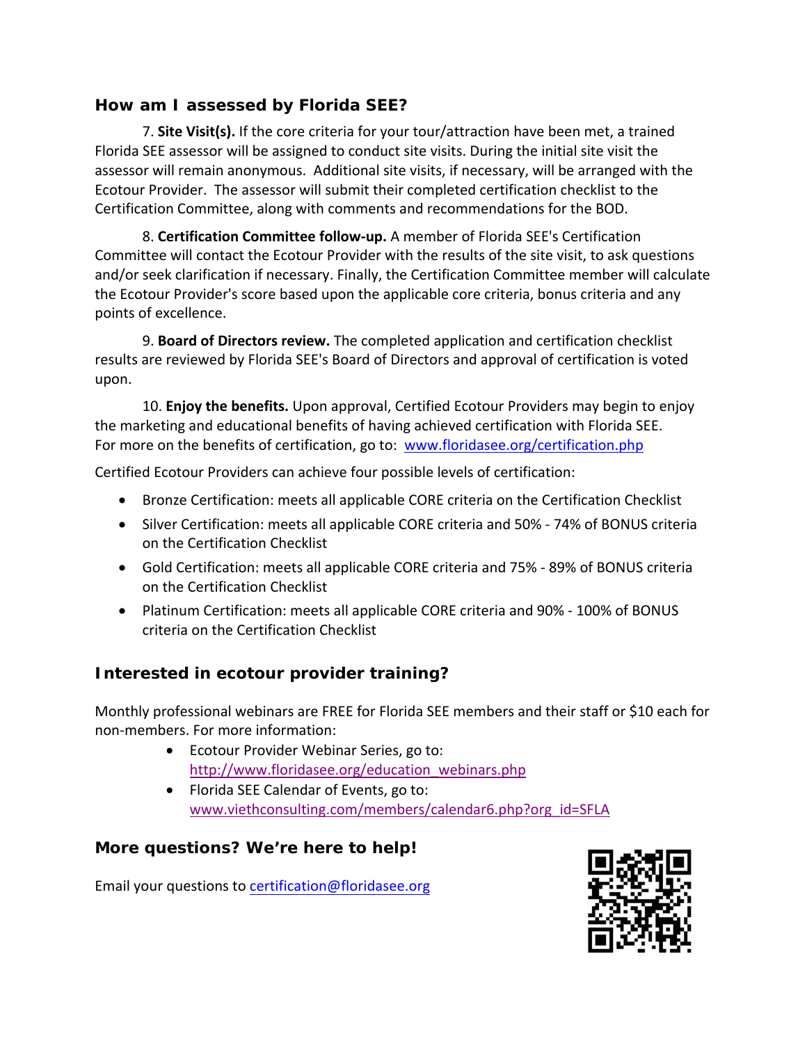## How am I assessed by Florida SEE?

7. **Site Visit(s).** If the core criteria for your tour/attraction have been met, a trained Florida SEE assessor will be assigned to conduct site visits. During the initial site visit the assessor will remain anonymous. Additional site visits, if necessary, will be arranged with the Ecotour Provider. The assessor will submit their completed certification checklist to the Certification Committee, along with comments and recommendations for the BOD.

8. **Certification Committee follow-up.** A member of Florida SEE's Certification Committee will contact the Ecotour Provider with the results of the site visit, to ask questions and/or seek clarification if necessary. Finally, the Certification Committee member will calculate the Ecotour Provider's score based upon the applicable core criteria, bonus criteria and any points of excellence.

9. **Board of Directors review.** The completed application and certification checklist results are reviewed by Florida SEE's Board of Directors and approval of certification is voted upon.

10. **Enjoy the benefits.** Upon approval, Certified Ecotour Providers may begin to enjoy the marketing and educational benefits of having achieved certification with Florida SEE. For more on the benefits of certification, go to: www.floridasee.org/certification.php

Certified Ecotour Providers can achieve four possible levels of certification:

- Bronze Certification: meets all applicable CORE criteria on the Certification Checklist
- Silver Certification: meets all applicable CORE criteria and 50% - 74% of BONUS criteria on the Certification Checklist
- Gold Certification: meets all applicable CORE criteria and 75% - 89% of BONUS criteria on the Certification Checklist
- Platinum Certification: meets all applicable CORE criteria and 90% - 100% of BONUS criteria on the Certification Checklist

## Interested in ecotour provider training?

Monthly professional webinars are FREE for Florida SEE members and their staff or $10 each for non-members. For more information:

- Ecotour Provider Webinar Series, go to: http://www.floridasee.org/education_webinars.php
- Florida SEE Calendar of Events, go to: www.viethconsulting.com/members/calendar6.php?org_id=SFLA

## More questions? We're here to help!

Email your questions to certification@floridasee.org